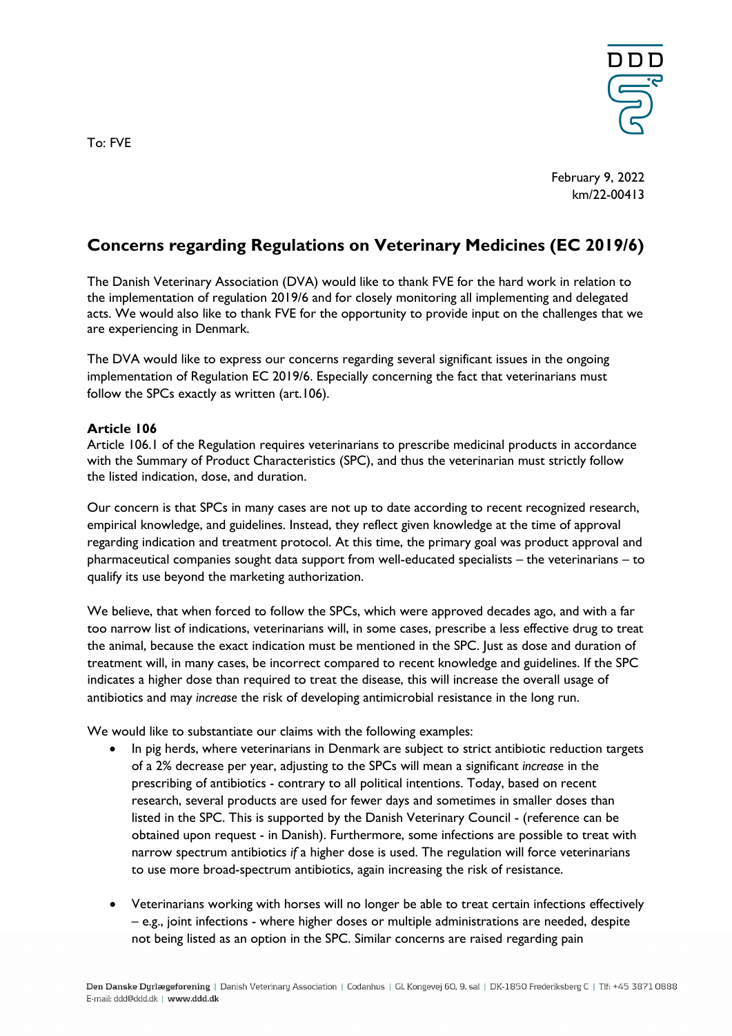To: FVE

February 9, 2022
km/22-00413

## Concerns regarding Regulations on Veterinary Medicines (EC 2019/6)

The Danish Veterinary Association (DVA) would like to thank FVE for the hard work in relation to the implementation of regulation 2019/6 and for closely monitoring all implementing and delegated acts. We would also like to thank FVE for the opportunity to provide input on the challenges that we are experiencing in Denmark.

The DVA would like to express our concerns regarding several significant issues in the ongoing implementation of Regulation EC 2019/6. Especially concerning the fact that veterinarians must follow the SPCs exactly as written (art.106).

**Article 106**
Article 106.1 of the Regulation requires veterinarians to prescribe medicinal products in accordance with the Summary of Product Characteristics (SPC), and thus the veterinarian must strictly follow the listed indication, dose, and duration.

Our concern is that SPCs in many cases are not up to date according to recent recognized research, empirical knowledge, and guidelines. Instead, they reflect given knowledge at the time of approval regarding indication and treatment protocol. At this time, the primary goal was product approval and pharmaceutical companies sought data support from well-educated specialists – the veterinarians – to qualify its use beyond the marketing authorization.

We believe, that when forced to follow the SPCs, which were approved decades ago, and with a far too narrow list of indications, veterinarians will, in some cases, prescribe a less effective drug to treat the animal, because the exact indication must be mentioned in the SPC. Just as dose and duration of treatment will, in many cases, be incorrect compared to recent knowledge and guidelines. If the SPC indicates a higher dose than required to treat the disease, this will increase the overall usage of antibiotics and may *increase* the risk of developing antimicrobial resistance in the long run.

We would like to substantiate our claims with the following examples:

- In pig herds, where veterinarians in Denmark are subject to strict antibiotic reduction targets of a 2% decrease per year, adjusting to the SPCs will mean a significant *increase* in the prescribing of antibiotics - contrary to all political intentions. Today, based on recent research, several products are used for fewer days and sometimes in smaller doses than listed in the SPC. This is supported by the Danish Veterinary Council - (reference can be obtained upon request - in Danish). Furthermore, some infections are possible to treat with narrow spectrum antibiotics *if* a higher dose is used. The regulation will force veterinarians to use more broad-spectrum antibiotics, again increasing the risk of resistance.

- Veterinarians working with horses will no longer be able to treat certain infections effectively – e.g., joint infections - where higher doses or multiple administrations are needed, despite not being listed as an option in the SPC. Similar concerns are raised regarding pain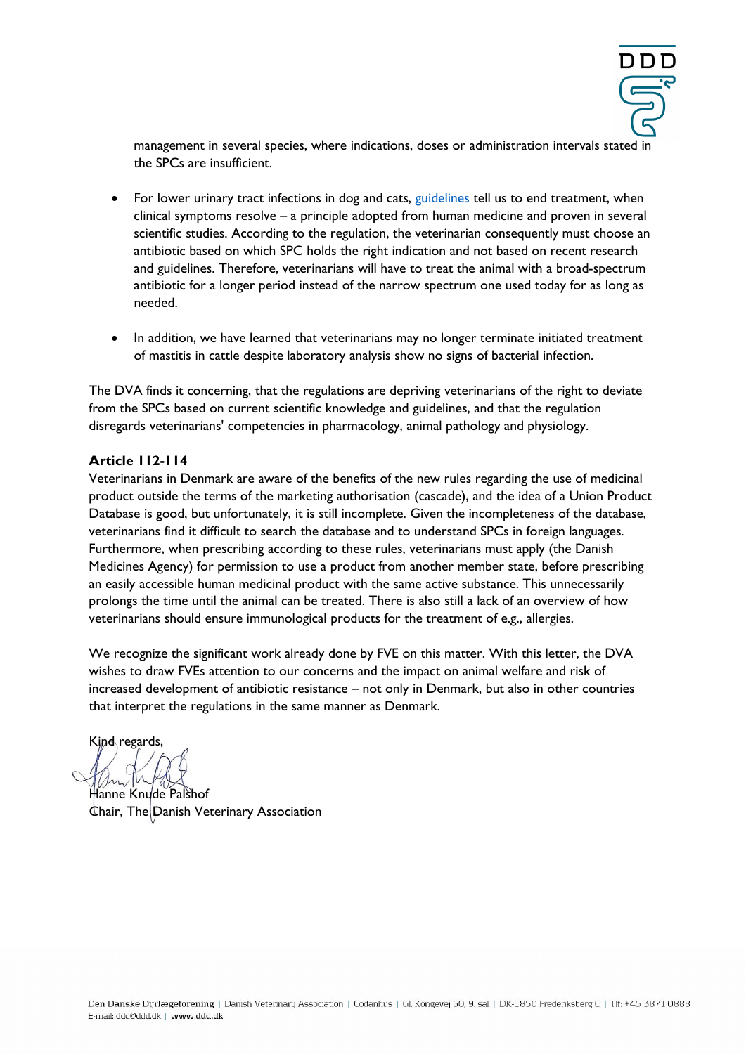management in several species, where indications, doses or administration intervals stated in the SPCs are insufficient.

- For lower urinary tract infections in dog and cats, guidelines tell us to end treatment, when clinical symptoms resolve – a principle adopted from human medicine and proven in several scientific studies. According to the regulation, the veterinarian consequently must choose an antibiotic based on which SPC holds the right indication and not based on recent research and guidelines. Therefore, veterinarians will have to treat the animal with a broad-spectrum antibiotic for a longer period instead of the narrow spectrum one used today for as long as needed.

- In addition, we have learned that veterinarians may no longer terminate initiated treatment of mastitis in cattle despite laboratory analysis show no signs of bacterial infection.

The DVA finds it concerning, that the regulations are depriving veterinarians of the right to deviate from the SPCs based on current scientific knowledge and guidelines, and that the regulation disregards veterinarians' competencies in pharmacology, animal pathology and physiology.

**Article 112-114**

Veterinarians in Denmark are aware of the benefits of the new rules regarding the use of medicinal product outside the terms of the marketing authorisation (cascade), and the idea of a Union Product Database is good, but unfortunately, it is still incomplete. Given the incompleteness of the database, veterinarians find it difficult to search the database and to understand SPCs in foreign languages. Furthermore, when prescribing according to these rules, veterinarians must apply (the Danish Medicines Agency) for permission to use a product from another member state, before prescribing an easily accessible human medicinal product with the same active substance. This unnecessarily prolongs the time until the animal can be treated. There is also still a lack of an overview of how veterinarians should ensure immunological products for the treatment of e.g., allergies.

We recognize the significant work already done by FVE on this matter. With this letter, the DVA wishes to draw FVEs attention to our concerns and the impact on animal welfare and risk of increased development of antibiotic resistance – not only in Denmark, but also in other countries that interpret the regulations in the same manner as Denmark.

Kind regards,

Hanne Knude Palshof
Chair, The Danish Veterinary Association